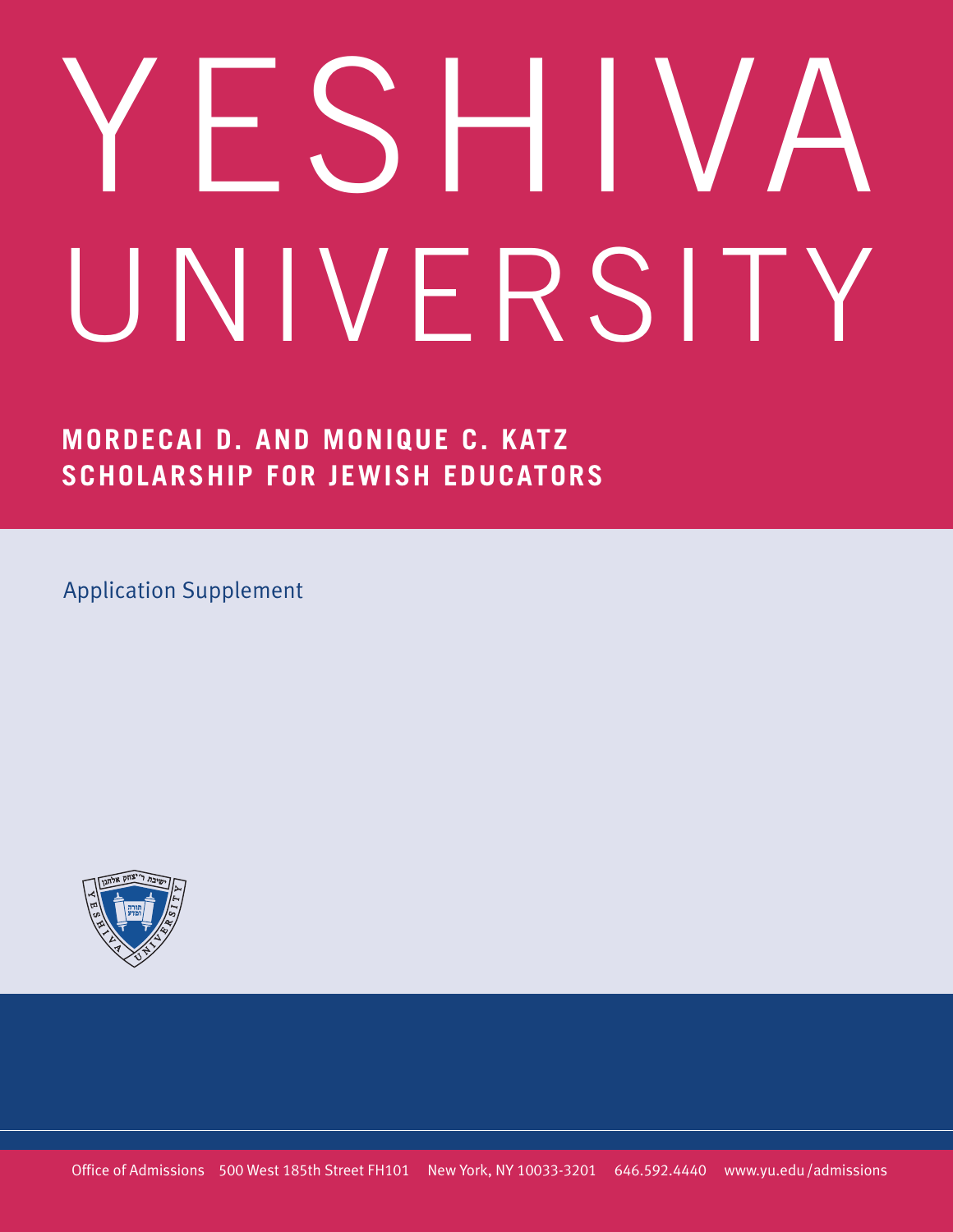# YESHIVA UNIVERSITY

## MORDECAI D. AND MONIQUE C. KATZ SCHOLARSHIP FOR JEWISH EDUCATORS

Application Supplement

Office of Admissions 500 West 185th Street FH101 New York, NY 10033-3201 646.592.4440 www.yu.edu/admissions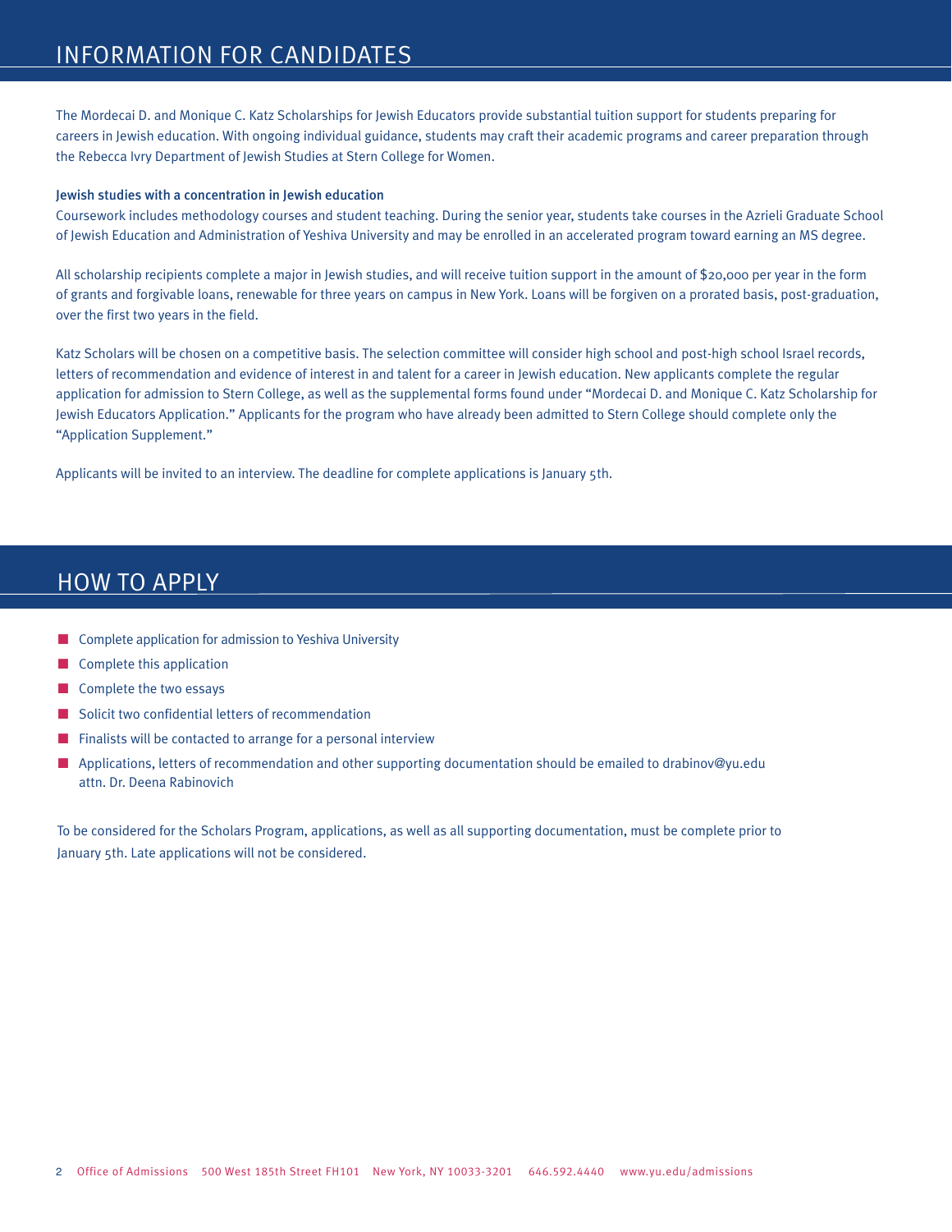## INFORMATION FOR CANDIDATES

The Mordecai D. and Monique C. Katz Scholarships for Jewish Educators provide substantial tuition support for students preparing for careers in Jewish education. With ongoing individual guidance, students may craft their academic programs and career preparation through the Rebecca Ivry Department of Jewish Studies at Stern College for Women.

### Jewish studies with a concentration in Jewish education

Coursework includes methodology courses and student teaching. During the senior year, students take courses in the Azrieli Graduate School of Jewish Education and Administration of Yeshiva University and may be enrolled in an accelerated program toward earning an MS degree.

All scholarship recipients complete a major in Jewish studies, and will receive tuition support in the amount of $20,000 per year in the form of grants and forgivable loans, renewable for three years on campus in New York. Loans will be forgiven on a prorated basis, post-graduation, over the first two years in the field.

Katz Scholars will be chosen on a competitive basis. The selection committee will consider high school and post-high school Israel records, letters of recommendation and evidence of interest in and talent for a career in Jewish education. New applicants complete the regular application for admission to Stern College, as well as the supplemental forms found under "Mordecai D. and Monique C. Katz Scholarship for Jewish Educators Application." Applicants for the program who have already been admitted to Stern College should complete only the "Application Supplement."

Applicants will be invited to an interview. The deadline for complete applications is January 5th.

## HOW TO APPLY

- Complete application for admission to Yeshiva University
- Complete this application
- Complete the two essays
- Solicit two confidential letters of recommendation
- Finalists will be contacted to arrange for a personal interview
- Applications, letters of recommendation and other supporting documentation should be emailed to drabinov@yu.edu attn. Dr. Deena Rabinovich

To be considered for the Scholars Program, applications, as well as all supporting documentation, must be complete prior to January 5th. Late applications will not be considered.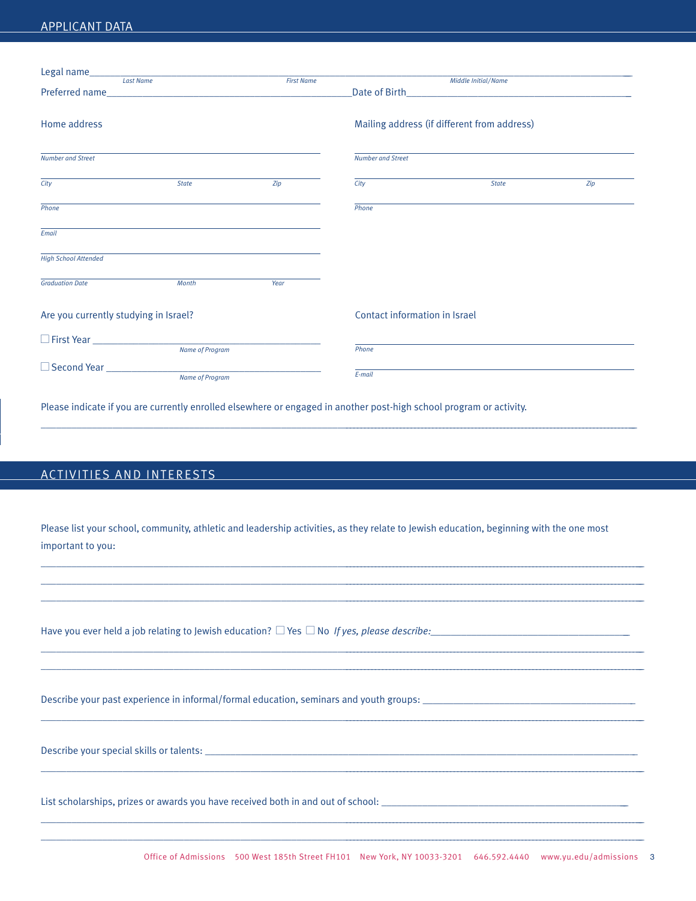## APPLICANT DATA

Legal name\_\_\_\_\_\_\_\_\_\_\_\_\_\_\_\_\_\_\_\_\_\_\_\_\_\_\_\_\_\_\_\_\_\_\_\_\_\_\_\_\_\_\_\_\_\_\_\_\_\_\_\_\_\_\_\_\_\_\_\_\_\_\_\_\_\_\_\_\_\_\_\_\_\_\_

*Last Name* *First Name* *Middle Initial/Name*

Preferred name\_\_\_\_\_\_\_\_\_\_\_\_\_\_\_\_\_\_\_\_\_\_\_\_\_\_\_\_\_\_\_\_\_\_\_\_\_\_\_\_ Date of Birth\_\_\_\_\_\_\_\_\_\_\_\_\_\_\_\_\_\_\_\_\_\_\_\_\_\_\_\_\_\_\_\_\_\_\_\_\_

Home address

*Number and Street*

*City* *State* *Zip*

*Phone*

*Email*

*High School Attended*

*Graduation Date* *Month* *Year*

Mailing address (if different from address)

*Number and Street*

*City* *State* *Zip*

*Phone*

Are you currently studying in Israel?

☐ First Year \_\_\_\_\_\_\_\_\_\_\_\_\_\_\_\_\_\_\_\_\_\_\_\_\_\_\_\_\_\_\_\_\_\_\_\_\_\_\_\_

*Name of Program*

☐ Second Year \_\_\_\_\_\_\_\_\_\_\_\_\_\_\_\_\_\_\_\_\_\_\_\_\_\_\_\_\_\_\_\_\_\_\_\_\_\_\_

*Name of Program*

Contact information in Israel

*Phone*

*E-mail*

Please indicate if you are currently enrolled elsewhere or engaged in another post-high school program or activity.

\_\_\_\_\_\_\_\_\_\_\_\_\_\_\_\_\_\_\_\_\_\_\_\_\_\_\_\_\_\_\_\_\_\_\_\_\_\_\_\_\_\_\_\_\_\_\_\_\_\_\_\_\_\_\_\_\_\_\_\_\_\_\_\_\_\_\_\_\_\_\_\_\_\_\_\_\_\_\_\_\_\_\_\_\_\_\_\_\_\_\_\_\_\_\_\_\_\_\_\_\_

## ACTIVITIES AND INTERESTS

Please list your school, community, athletic and leadership activities, as they relate to Jewish education, beginning with the one most important to you:

\_\_\_\_\_\_\_\_\_\_\_\_\_\_\_\_\_\_\_\_\_\_\_\_\_\_\_\_\_\_\_\_\_\_\_\_\_\_\_\_\_\_\_\_\_\_\_\_\_\_\_\_\_\_\_\_\_\_\_\_\_\_\_\_\_\_\_\_\_\_\_\_\_\_\_\_\_\_\_\_\_\_\_\_\_\_\_\_\_\_\_\_\_\_\_\_\_\_\_\_\_

\_\_\_\_\_\_\_\_\_\_\_\_\_\_\_\_\_\_\_\_\_\_\_\_\_\_\_\_\_\_\_\_\_\_\_\_\_\_\_\_\_\_\_\_\_\_\_\_\_\_\_\_\_\_\_\_\_\_\_\_\_\_\_\_\_\_\_\_\_\_\_\_\_\_\_\_\_\_\_\_\_\_\_\_\_\_\_\_\_\_\_\_\_\_\_\_\_\_\_\_\_

\_\_\_\_\_\_\_\_\_\_\_\_\_\_\_\_\_\_\_\_\_\_\_\_\_\_\_\_\_\_\_\_\_\_\_\_\_\_\_\_\_\_\_\_\_\_\_\_\_\_\_\_\_\_\_\_\_\_\_\_\_\_\_\_\_\_\_\_\_\_\_\_\_\_\_\_\_\_\_\_\_\_\_\_\_\_\_\_\_\_\_\_\_\_\_\_\_\_\_\_\_

Have you ever held a job relating to Jewish education? ☐ Yes ☐ No *If yes, please describe:*\_\_\_\_\_\_\_\_\_\_\_\_\_\_\_\_\_\_\_\_\_\_\_\_\_\_\_\_\_\_\_\_\_\_\_\_\_

\_\_\_\_\_\_\_\_\_\_\_\_\_\_\_\_\_\_\_\_\_\_\_\_\_\_\_\_\_\_\_\_\_\_\_\_\_\_\_\_\_\_\_\_\_\_\_\_\_\_\_\_\_\_\_\_\_\_\_\_\_\_\_\_\_\_\_\_\_\_\_\_\_\_\_\_\_\_\_\_\_\_\_\_\_\_\_\_\_\_\_\_\_\_\_\_\_\_\_\_\_

\_\_\_\_\_\_\_\_\_\_\_\_\_\_\_\_\_\_\_\_\_\_\_\_\_\_\_\_\_\_\_\_\_\_\_\_\_\_\_\_\_\_\_\_\_\_\_\_\_\_\_\_\_\_\_\_\_\_\_\_\_\_\_\_\_\_\_\_\_\_\_\_\_\_\_\_\_\_\_\_\_\_\_\_\_\_\_\_\_\_\_\_\_\_\_\_\_\_\_\_\_

Describe your past experience in informal/formal education, seminars and youth groups: \_\_\_\_\_\_\_\_\_\_\_\_\_\_\_\_\_\_\_\_\_\_\_\_\_\_\_\_\_\_\_\_\_\_\_\_\_\_

\_\_\_\_\_\_\_\_\_\_\_\_\_\_\_\_\_\_\_\_\_\_\_\_\_\_\_\_\_\_\_\_\_\_\_\_\_\_\_\_\_\_\_\_\_\_\_\_\_\_\_\_\_\_\_\_\_\_\_\_\_\_\_\_\_\_\_\_\_\_\_\_\_\_\_\_\_\_\_\_\_\_\_\_\_\_\_\_\_\_\_\_\_\_\_\_\_\_\_\_\_

Describe your special skills or talents: \_\_\_\_\_\_\_\_\_\_\_\_\_\_\_\_\_\_\_\_\_\_\_\_\_\_\_\_\_\_\_\_\_\_\_\_\_\_\_\_\_\_\_\_\_\_\_\_\_\_\_\_\_\_\_\_\_\_\_\_\_\_\_\_\_\_\_\_\_\_\_\_\_\_\_\_\_

\_\_\_\_\_\_\_\_\_\_\_\_\_\_\_\_\_\_\_\_\_\_\_\_\_\_\_\_\_\_\_\_\_\_\_\_\_\_\_\_\_\_\_\_\_\_\_\_\_\_\_\_\_\_\_\_\_\_\_\_\_\_\_\_\_\_\_\_\_\_\_\_\_\_\_\_\_\_\_\_\_\_\_\_\_\_\_\_\_\_\_\_\_\_\_\_\_\_\_\_\_

List scholarships, prizes or awards you have received both in and out of school: \_\_\_\_\_\_\_\_\_\_\_\_\_\_\_\_\_\_\_\_\_\_\_\_\_\_\_\_\_\_\_\_\_\_\_\_\_\_\_\_\_\_

\_\_\_\_\_\_\_\_\_\_\_\_\_\_\_\_\_\_\_\_\_\_\_\_\_\_\_\_\_\_\_\_\_\_\_\_\_\_\_\_\_\_\_\_\_\_\_\_\_\_\_\_\_\_\_\_\_\_\_\_\_\_\_\_\_\_\_\_\_\_\_\_\_\_\_\_\_\_\_\_\_\_\_\_\_\_\_\_\_\_\_\_\_\_\_\_\_\_\_\_\_

\_\_\_\_\_\_\_\_\_\_\_\_\_\_\_\_\_\_\_\_\_\_\_\_\_\_\_\_\_\_\_\_\_\_\_\_\_\_\_\_\_\_\_\_\_\_\_\_\_\_\_\_\_\_\_\_\_\_\_\_\_\_\_\_\_\_\_\_\_\_\_\_\_\_\_\_\_\_\_\_\_\_\_\_\_\_\_\_\_\_\_\_\_\_\_\_\_\_\_\_\_

Office of Admissions 500 West 185th Street FH101 New York, NY 10033-3201 646.592.4440 www.yu.edu/admissions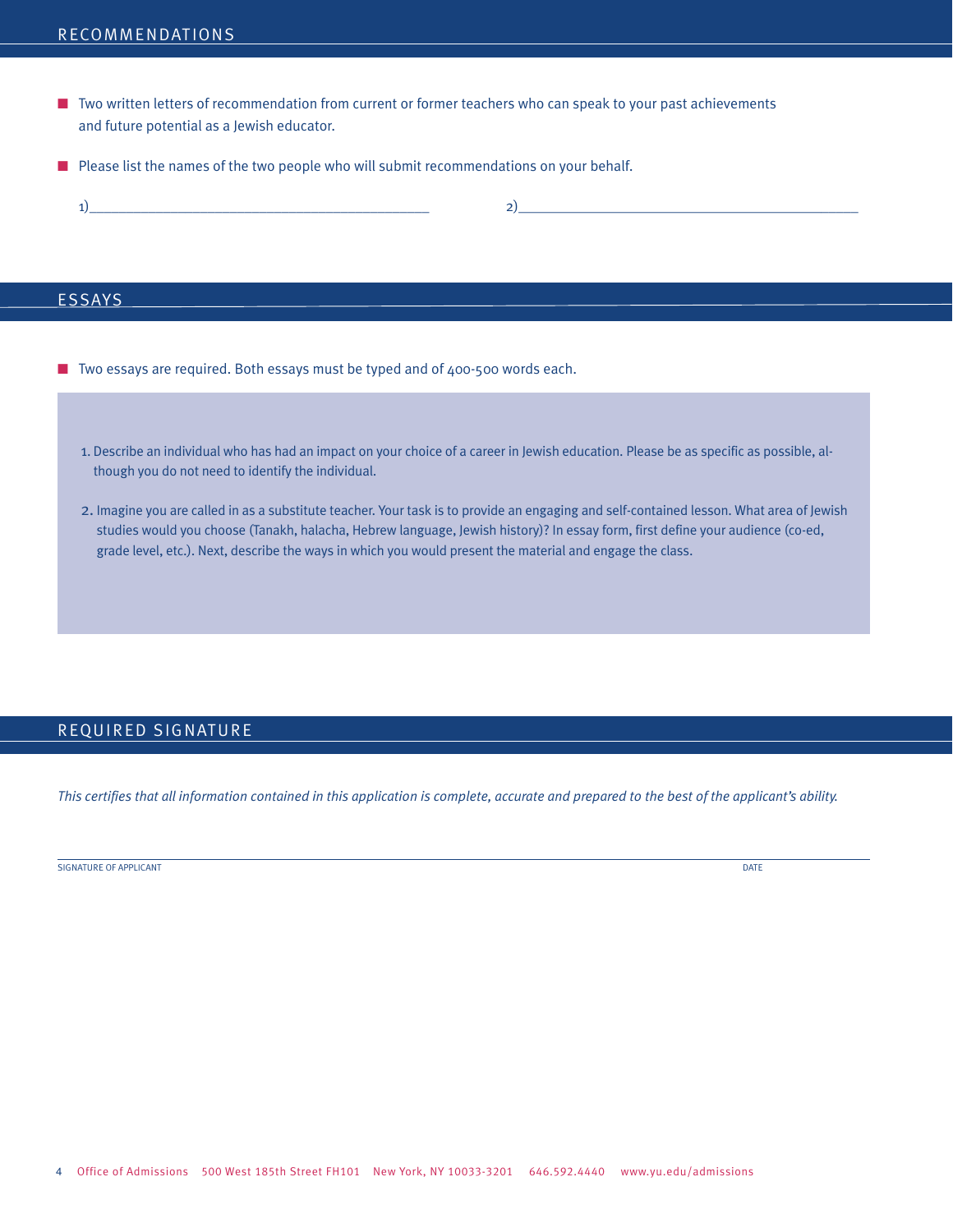## RECOMMENDATIONS

- Two written letters of recommendation from current or former teachers who can speak to your past achievements and future potential as a Jewish educator.
- Please list the names of the two people who will submit recommendations on your behalf.

1)\_\_\_\_\_\_\_\_\_\_\_\_\_\_\_\_\_\_\_\_\_\_\_\_\_\_\_\_\_\_\_\_\_\_\_\_\_\_\_\_\_\_ 2)\_\_\_\_\_\_\_\_\_\_\_\_\_\_\_\_\_\_\_\_\_\_\_\_\_\_\_\_\_\_\_\_\_\_\_\_\_\_\_\_\_\_

## ESSAYS

- Two essays are required. Both essays must be typed and of 400-500 words each.

1. Describe an individual who has had an impact on your choice of a career in Jewish education. Please be as specific as possible, although you do not need to identify the individual.
2. Imagine you are called in as a substitute teacher. Your task is to provide an engaging and self-contained lesson. What area of Jewish studies would you choose (Tanakh, halacha, Hebrew language, Jewish history)? In essay form, first define your audience (co-ed, grade level, etc.). Next, describe the ways in which you would present the material and engage the class.

## REQUIRED SIGNATURE

*This certifies that all information contained in this application is complete, accurate and prepared to the best of the applicant's ability.*

SIGNATURE OF APPLICANT DATE

Office of Admissions 500 West 185th Street FH101 New York, NY 10033-3201 646.592.4440 www.yu.edu/admissions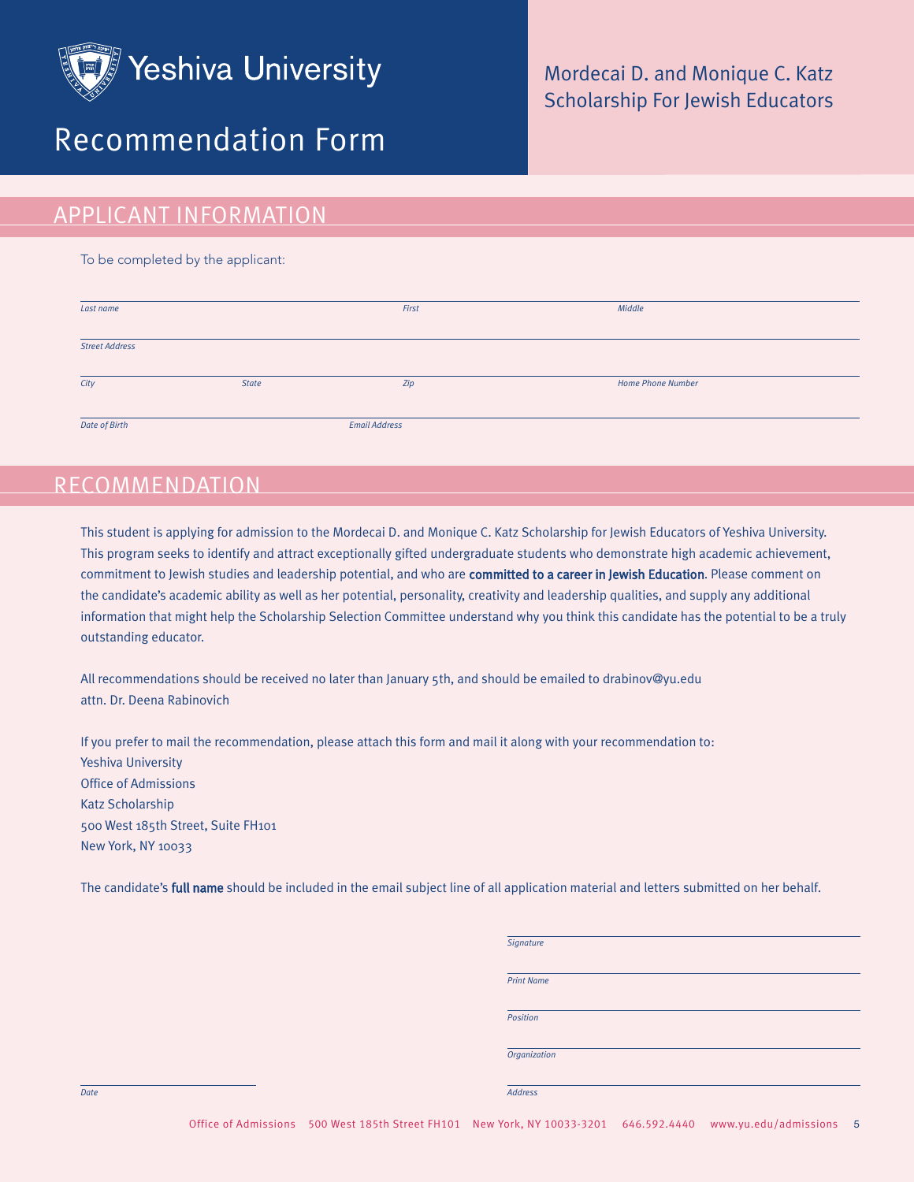Yeshiva University

# Recommendation Form

Mordecai D. and Monique C. Katz Scholarship For Jewish Educators

## APPLICANT INFORMATION

To be completed by the applicant:

*Last name* *First* *Middle*

*Street Address*

*City* *State* *Zip* *Home Phone Number*

*Date of Birth* *Email Address*

## RECOMMENDATION

This student is applying for admission to the Mordecai D. and Monique C. Katz Scholarship for Jewish Educators of Yeshiva University. This program seeks to identify and attract exceptionally gifted undergraduate students who demonstrate high academic achievement, commitment to Jewish studies and leadership potential, and who are **committed to a career in Jewish Education**. Please comment on the candidate's academic ability as well as her potential, personality, creativity and leadership qualities, and supply any additional information that might help the Scholarship Selection Committee understand why you think this candidate has the potential to be a truly outstanding educator.

All recommendations should be received no later than January 5th, and should be emailed to drabinov@yu.edu attn. Dr. Deena Rabinovich

If you prefer to mail the recommendation, please attach this form and mail it along with your recommendation to:
Yeshiva University
Office of Admissions
Katz Scholarship
500 West 185th Street, Suite FH101
New York, NY 10033

The candidate's **full name** should be included in the email subject line of all application material and letters submitted on her behalf.

*Signature*

*Print Name*

*Position*

*Organization*

*Date* *Address*

Office of Admissions 500 West 185th Street FH101 New York, NY 10033-3201 646.592.4440 www.yu.edu/admissions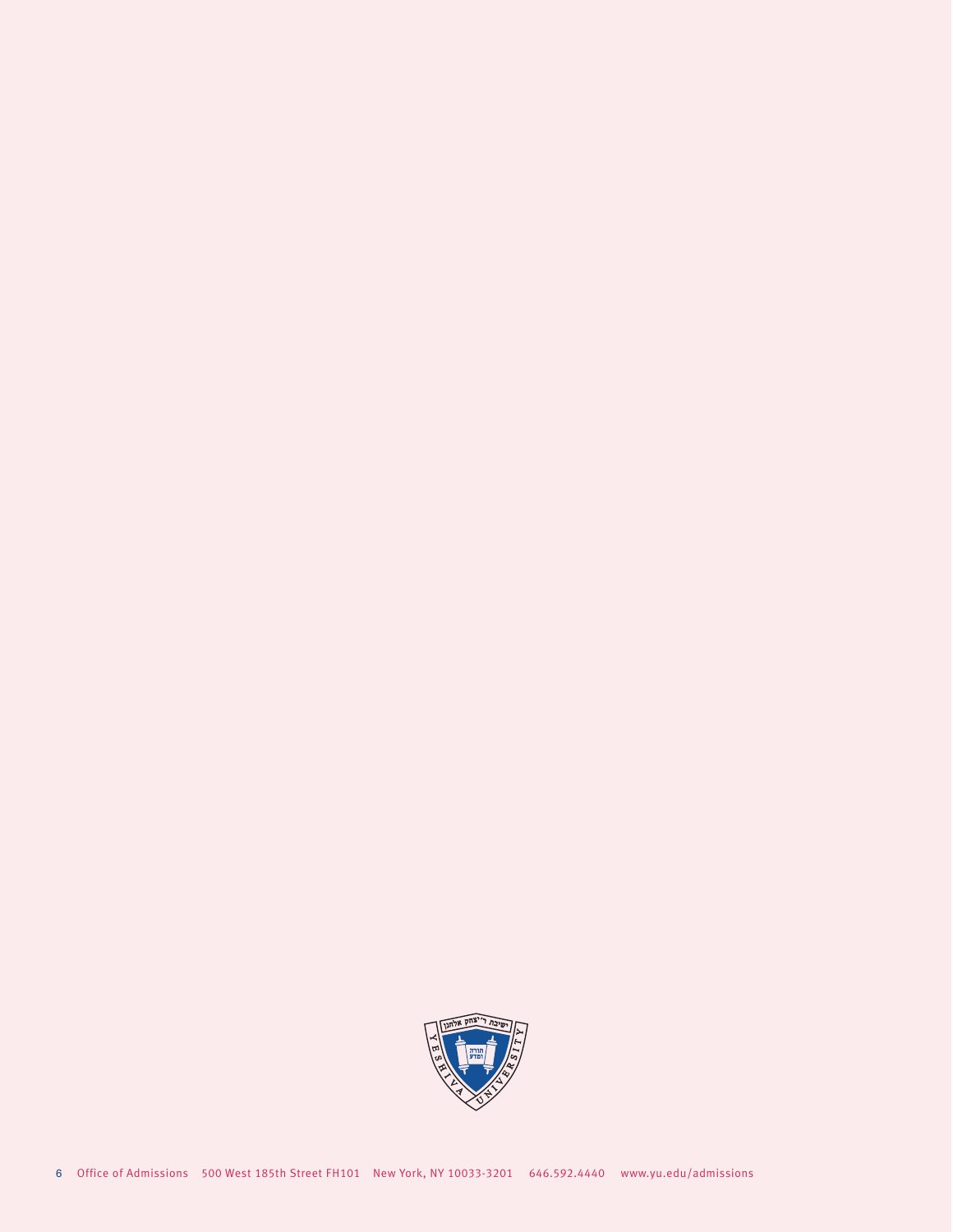Office of Admissions 500 West 185th Street FH101 New York, NY 10033-3201 646.592.4440 www.yu.edu/admissions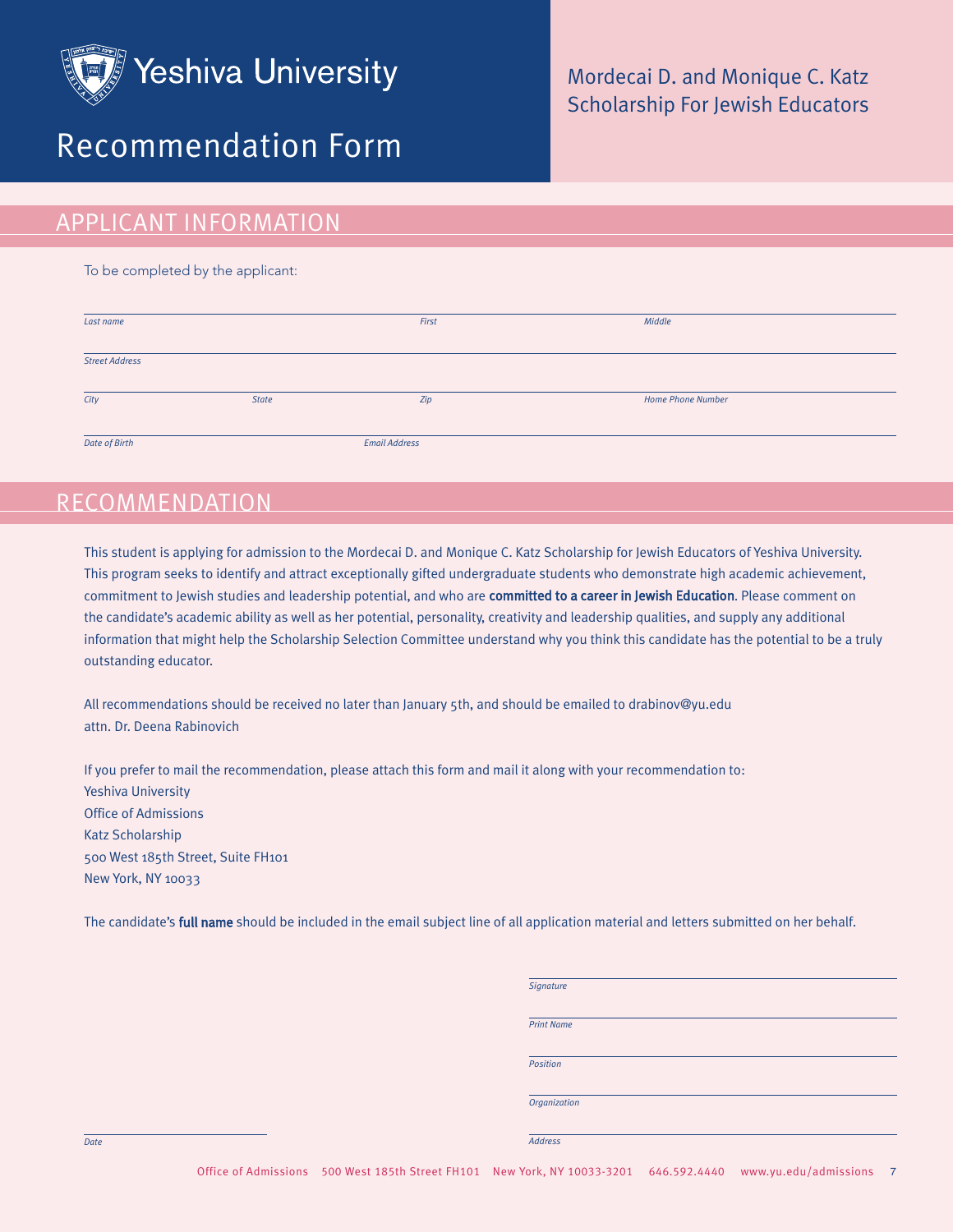# Yeshiva University

# Recommendation Form

Mordecai D. and Monique C. Katz Scholarship For Jewish Educators

## APPLICANT INFORMATION

To be completed by the applicant:

*Last name* *First* *Middle*

*Street Address*

*City* *State* *Zip* *Home Phone Number*

*Date of Birth* *Email Address*

## RECOMMENDATION

This student is applying for admission to the Mordecai D. and Monique C. Katz Scholarship for Jewish Educators of Yeshiva University. This program seeks to identify and attract exceptionally gifted undergraduate students who demonstrate high academic achievement, commitment to Jewish studies and leadership potential, and who are **committed to a career in Jewish Education**. Please comment on the candidate's academic ability as well as her potential, personality, creativity and leadership qualities, and supply any additional information that might help the Scholarship Selection Committee understand why you think this candidate has the potential to be a truly outstanding educator.

All recommendations should be received no later than January 5th, and should be emailed to drabinov@yu.edu attn. Dr. Deena Rabinovich

If you prefer to mail the recommendation, please attach this form and mail it along with your recommendation to:
Yeshiva University
Office of Admissions
Katz Scholarship
500 West 185th Street, Suite FH101
New York, NY 10033

The candidate's **full name** should be included in the email subject line of all application material and letters submitted on her behalf.

*Signature*

*Print Name*

*Position*

*Organization*

*Date* *Address*

Office of Admissions 500 West 185th Street FH101 New York, NY 10033-3201 646.592.4440 www.yu.edu/admissions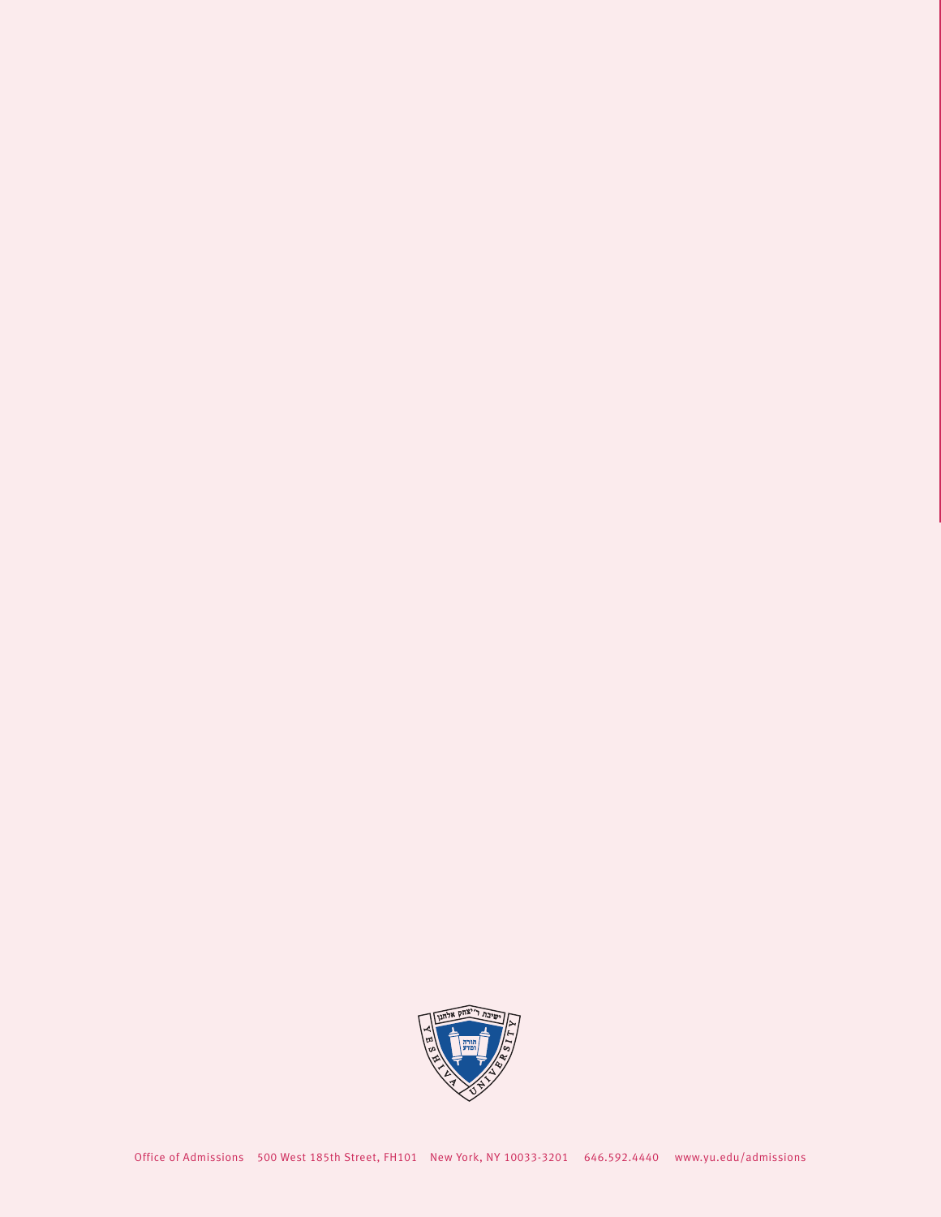Office of Admissions 500 West 185th Street, FH101 New York, NY 10033-3201 646.592.4440 www.yu.edu/admissions